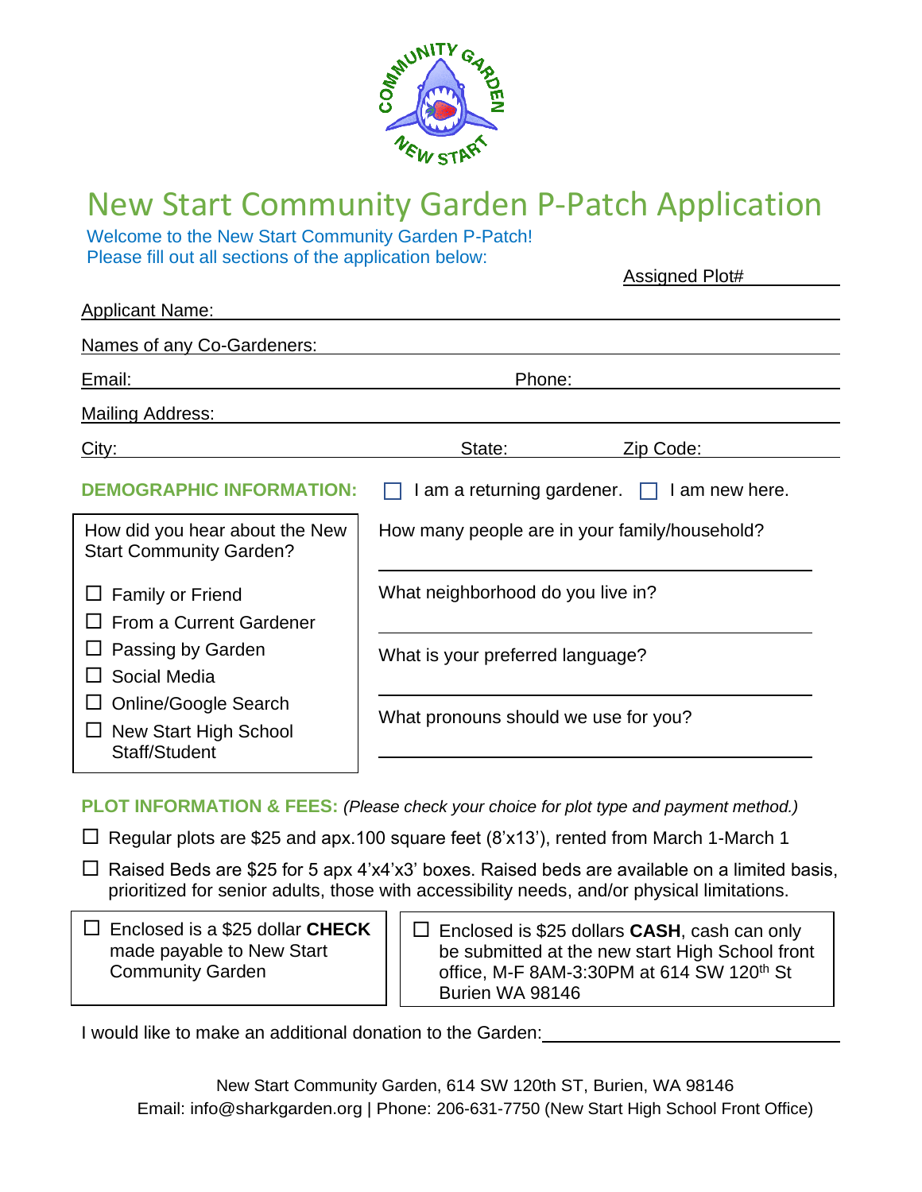# New Start Community Garden P-Patch Application

Welcome to the New Start Community Garden P-Patch!
Please fill out all sections of the application below:

Assigned Plot# ____________

Applicant Name: ____________

Names of any Co-Gardeners: ____________

Email: ____________ Phone: ____________

Mailing Address: ____________

City: ____________ State: ____________ Zip Code: ____________

**DEMOGRAPHIC INFORMATION:** ☐ I am a returning gardener. ☐ I am new here.

How did you hear about the New Start Community Garden?

- ☐ Family or Friend
- ☐ From a Current Gardener
- ☐ Passing by Garden
- ☐ Social Media
- ☐ Online/Google Search
- ☐ New Start High School Staff/Student

How many people are in your family/household? ____________

What neighborhood do you live in? ____________

What is your preferred language? ____________

What pronouns should we use for you? ____________

**PLOT INFORMATION & FEES:** *(Please check your choice for plot type and payment method.)*

☐ Regular plots are $25 and apx.100 square feet (8'x13'), rented from March 1-March 1

☐ Raised Beds are $25 for 5 apx 4'x4'x3' boxes. Raised beds are available on a limited basis, prioritized for senior adults, those with accessibility needs, and/or physical limitations.

☐ Enclosed is a $25 dollar **CHECK** made payable to New Start Community Garden

☐ Enclosed is $25 dollars **CASH**, cash can only be submitted at the new start High School front office, M-F 8AM-3:30PM at 614 SW 120th St Burien WA 98146

I would like to make an additional donation to the Garden: ____________

New Start Community Garden, 614 SW 120th ST, Burien, WA 98146
Email: info@sharkgarden.org | Phone: 206-631-7750 (New Start High School Front Office)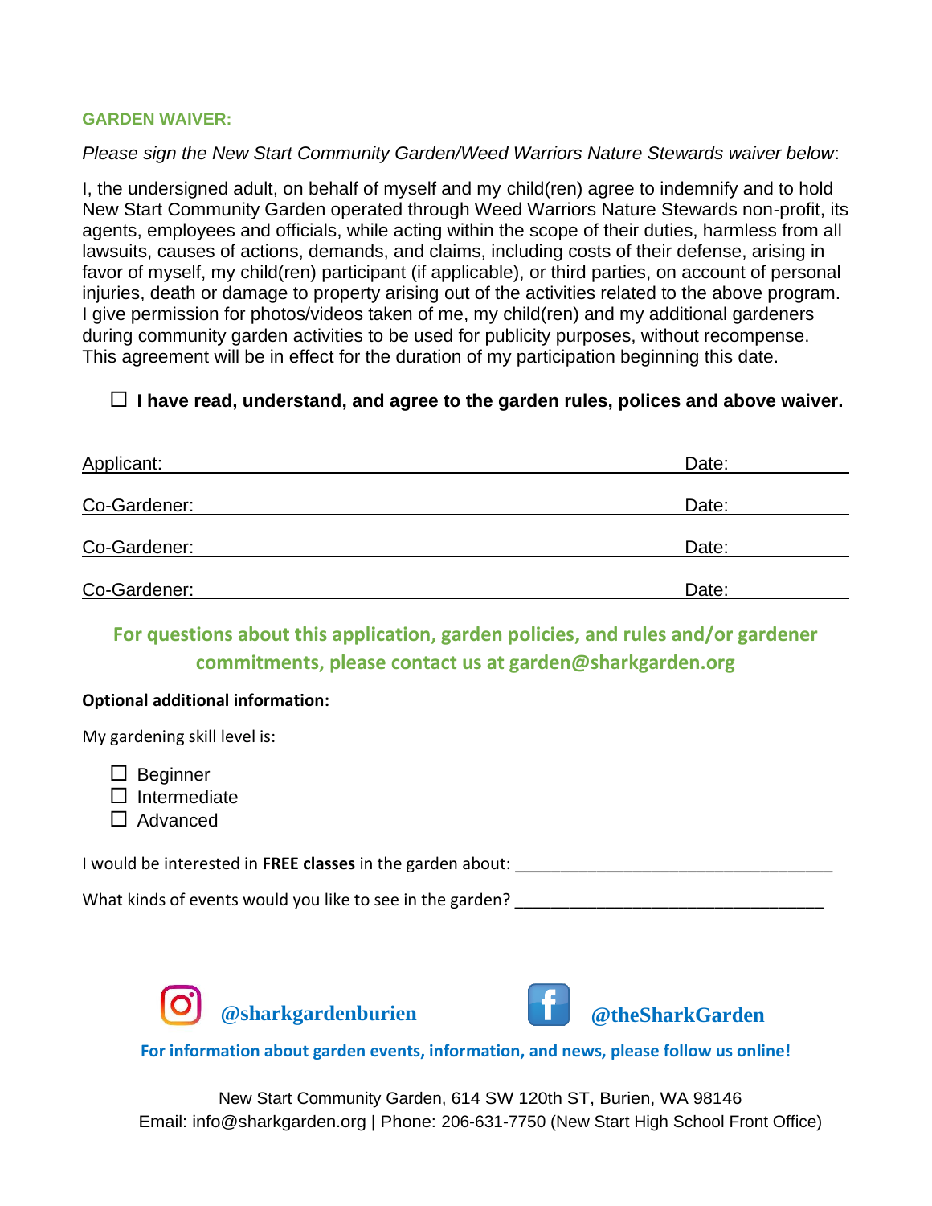## GARDEN WAIVER:

*Please sign the New Start Community Garden/Weed Warriors Nature Stewards waiver below*:

I, the undersigned adult, on behalf of myself and my child(ren) agree to indemnify and to hold New Start Community Garden operated through Weed Warriors Nature Stewards non-profit, its agents, employees and officials, while acting within the scope of their duties, harmless from all lawsuits, causes of actions, demands, and claims, including costs of their defense, arising in favor of myself, my child(ren) participant (if applicable), or third parties, on account of personal injuries, death or damage to property arising out of the activities related to the above program. I give permission for photos/videos taken of me, my child(ren) and my additional gardeners during community garden activities to be used for publicity purposes, without recompense. This agreement will be in effect for the duration of my participation beginning this date.

☐ **I have read, understand, and agree to the garden rules, polices and above waiver.**

Applicant: ______________________________ Date: __________

Co-Gardener: ______________________________ Date: __________

Co-Gardener: ______________________________ Date: __________

Co-Gardener: ______________________________ Date: __________

**For questions about this application, garden policies, and rules and/or gardener commitments, please contact us at garden@sharkgarden.org**

**Optional additional information:**

My gardening skill level is:

☐ Beginner
☐ Intermediate
☐ Advanced

I would be interested in **FREE classes** in the garden about: ____________________________________

What kinds of events would you like to see in the garden? __________________________________

**@sharkgardenburien** **@theSharkGarden**

**For information about garden events, information, and news, please follow us online!**

New Start Community Garden, 614 SW 120th ST, Burien, WA 98146
Email: info@sharkgarden.org | Phone: 206-631-7750 (New Start High School Front Office)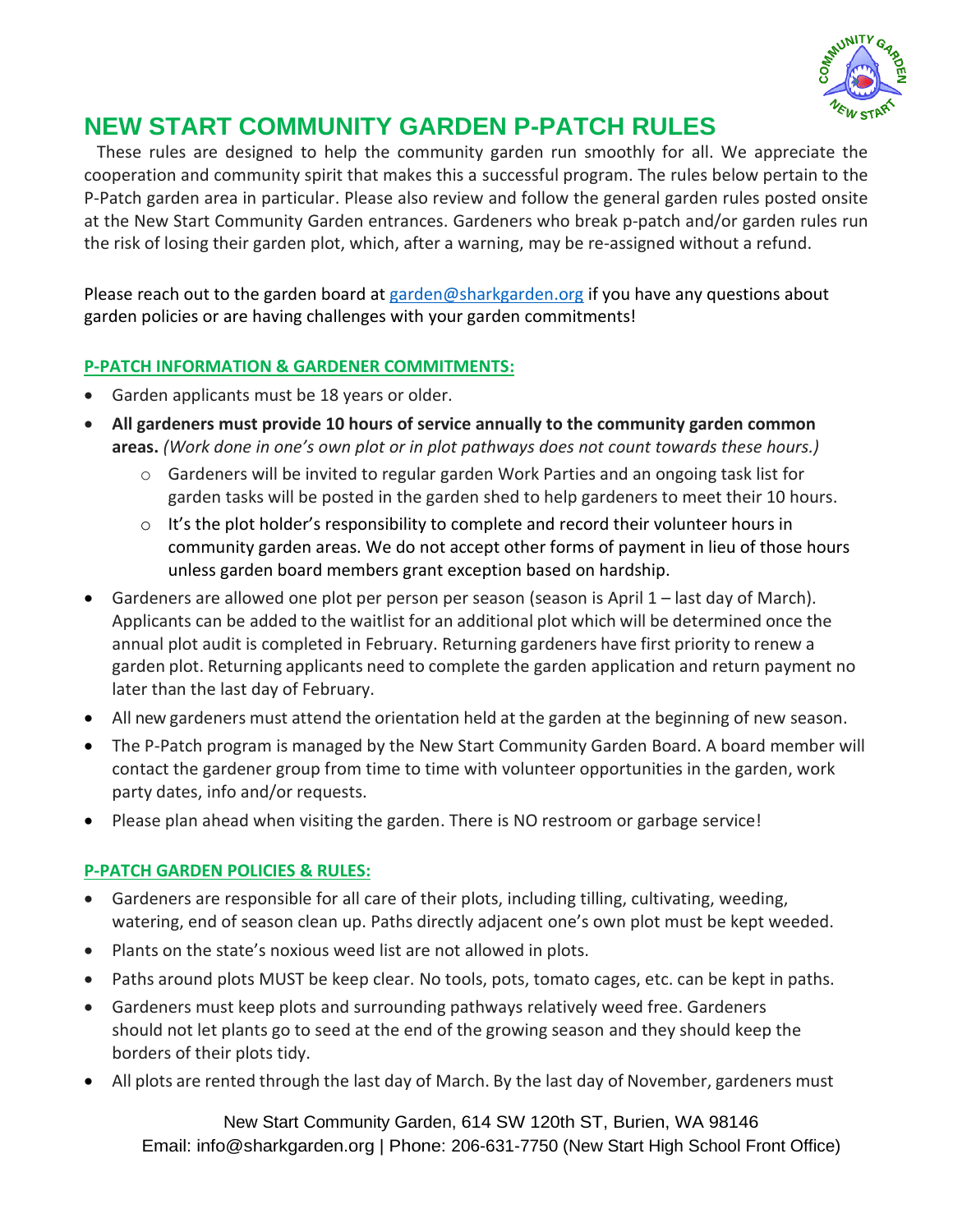# NEW START COMMUNITY GARDEN P-PATCH RULES

These rules are designed to help the community garden run smoothly for all. We appreciate the cooperation and community spirit that makes this a successful program. The rules below pertain to the P-Patch garden area in particular. Please also review and follow the general garden rules posted onsite at the New Start Community Garden entrances. Gardeners who break p-patch and/or garden rules run the risk of losing their garden plot, which, after a warning, may be re-assigned without a refund.

Please reach out to the garden board at [garden@sharkgarden.org](mailto:garden@sharkgarden.org) if you have any questions about garden policies or are having challenges with your garden commitments!

## P-PATCH INFORMATION & GARDENER COMMITMENTS:

- Garden applicants must be 18 years or older.
- **All gardeners must provide 10 hours of service annually to the community garden common areas.** *(Work done in one's own plot or in plot pathways does not count towards these hours.)*
  - Gardeners will be invited to regular garden Work Parties and an ongoing task list for garden tasks will be posted in the garden shed to help gardeners to meet their 10 hours.
  - It's the plot holder's responsibility to complete and record their volunteer hours in community garden areas. We do not accept other forms of payment in lieu of those hours unless garden board members grant exception based on hardship.
- Gardeners are allowed one plot per person per season (season is April 1 – last day of March). Applicants can be added to the waitlist for an additional plot which will be determined once the annual plot audit is completed in February. Returning gardeners have first priority to renew a garden plot. Returning applicants need to complete the garden application and return payment no later than the last day of February.
- All new gardeners must attend the orientation held at the garden at the beginning of new season.
- The P-Patch program is managed by the New Start Community Garden Board. A board member will contact the gardener group from time to time with volunteer opportunities in the garden, work party dates, info and/or requests.
- Please plan ahead when visiting the garden. There is NO restroom or garbage service!

## P-PATCH GARDEN POLICIES & RULES:

- Gardeners are responsible for all care of their plots, including tilling, cultivating, weeding, watering, end of season clean up. Paths directly adjacent one's own plot must be kept weeded.
- Plants on the state's noxious weed list are not allowed in plots.
- Paths around plots MUST be keep clear. No tools, pots, tomato cages, etc. can be kept in paths.
- Gardeners must keep plots and surrounding pathways relatively weed free. Gardeners should not let plants go to seed at the end of the growing season and they should keep the borders of their plots tidy.
- All plots are rented through the last day of March. By the last day of November, gardeners must

New Start Community Garden, 614 SW 120th ST, Burien, WA 98146
Email: info@sharkgarden.org | Phone: 206-631-7750 (New Start High School Front Office)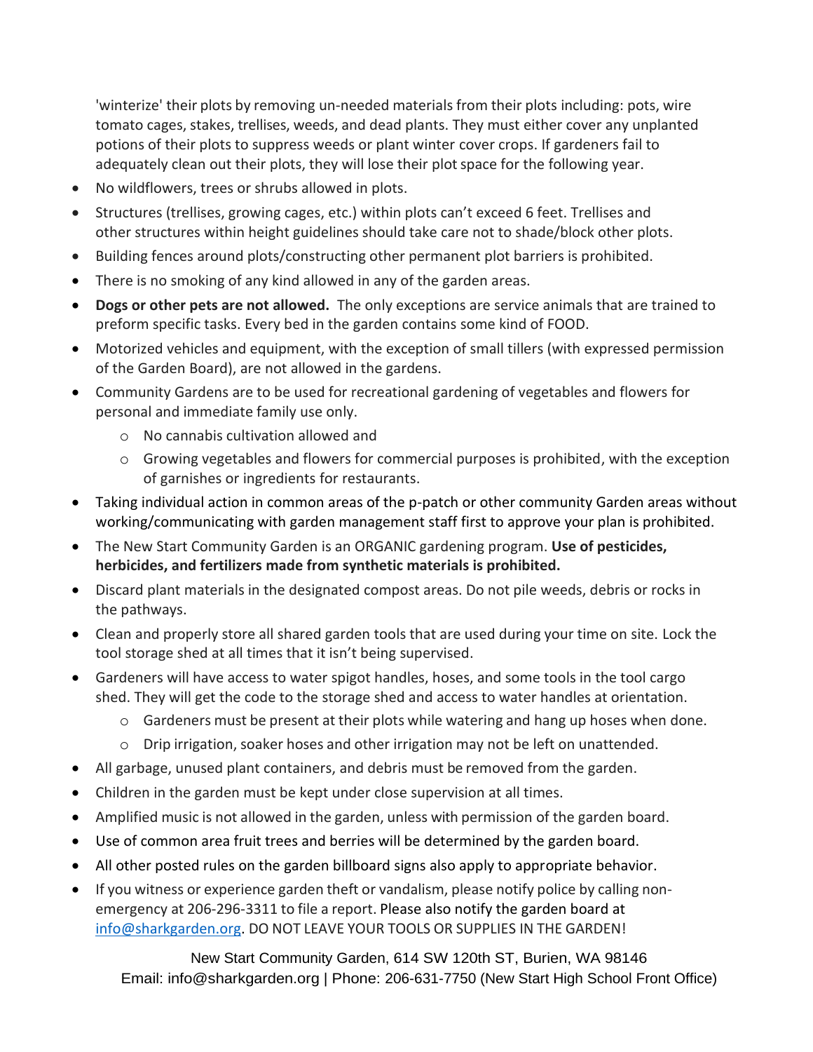'winterize' their plots by removing un-needed materials from their plots including: pots, wire tomato cages, stakes, trellises, weeds, and dead plants. They must either cover any unplanted potions of their plots to suppress weeds or plant winter cover crops. If gardeners fail to adequately clean out their plots, they will lose their plot space for the following year.

- No wildflowers, trees or shrubs allowed in plots.
- Structures (trellises, growing cages, etc.) within plots can't exceed 6 feet. Trellises and other structures within height guidelines should take care not to shade/block other plots.
- Building fences around plots/constructing other permanent plot barriers is prohibited.
- There is no smoking of any kind allowed in any of the garden areas.
- **Dogs or other pets are not allowed.** The only exceptions are service animals that are trained to preform specific tasks. Every bed in the garden contains some kind of FOOD.
- Motorized vehicles and equipment, with the exception of small tillers (with expressed permission of the Garden Board), are not allowed in the gardens.
- Community Gardens are to be used for recreational gardening of vegetables and flowers for personal and immediate family use only.
  - No cannabis cultivation allowed and
  - Growing vegetables and flowers for commercial purposes is prohibited, with the exception of garnishes or ingredients for restaurants.
- Taking individual action in common areas of the p-patch or other community Garden areas without working/communicating with garden management staff first to approve your plan is prohibited.
- The New Start Community Garden is an ORGANIC gardening program. **Use of pesticides, herbicides, and fertilizers made from synthetic materials is prohibited.**
- Discard plant materials in the designated compost areas. Do not pile weeds, debris or rocks in the pathways.
- Clean and properly store all shared garden tools that are used during your time on site. Lock the tool storage shed at all times that it isn't being supervised.
- Gardeners will have access to water spigot handles, hoses, and some tools in the tool cargo shed. They will get the code to the storage shed and access to water handles at orientation.
  - Gardeners must be present at their plots while watering and hang up hoses when done.
  - Drip irrigation, soaker hoses and other irrigation may not be left on unattended.
- All garbage, unused plant containers, and debris must be removed from the garden.
- Children in the garden must be kept under close supervision at all times.
- Amplified music is not allowed in the garden, unless with permission of the garden board.
- Use of common area fruit trees and berries will be determined by the garden board.
- All other posted rules on the garden billboard signs also apply to appropriate behavior.
- If you witness or experience garden theft or vandalism, please notify police by calling non-emergency at 206-296-3311 to file a report. Please also notify the garden board at info@sharkgarden.org. DO NOT LEAVE YOUR TOOLS OR SUPPLIES IN THE GARDEN!

New Start Community Garden, 614 SW 120th ST, Burien, WA 98146
Email: info@sharkgarden.org | Phone: 206-631-7750 (New Start High School Front Office)